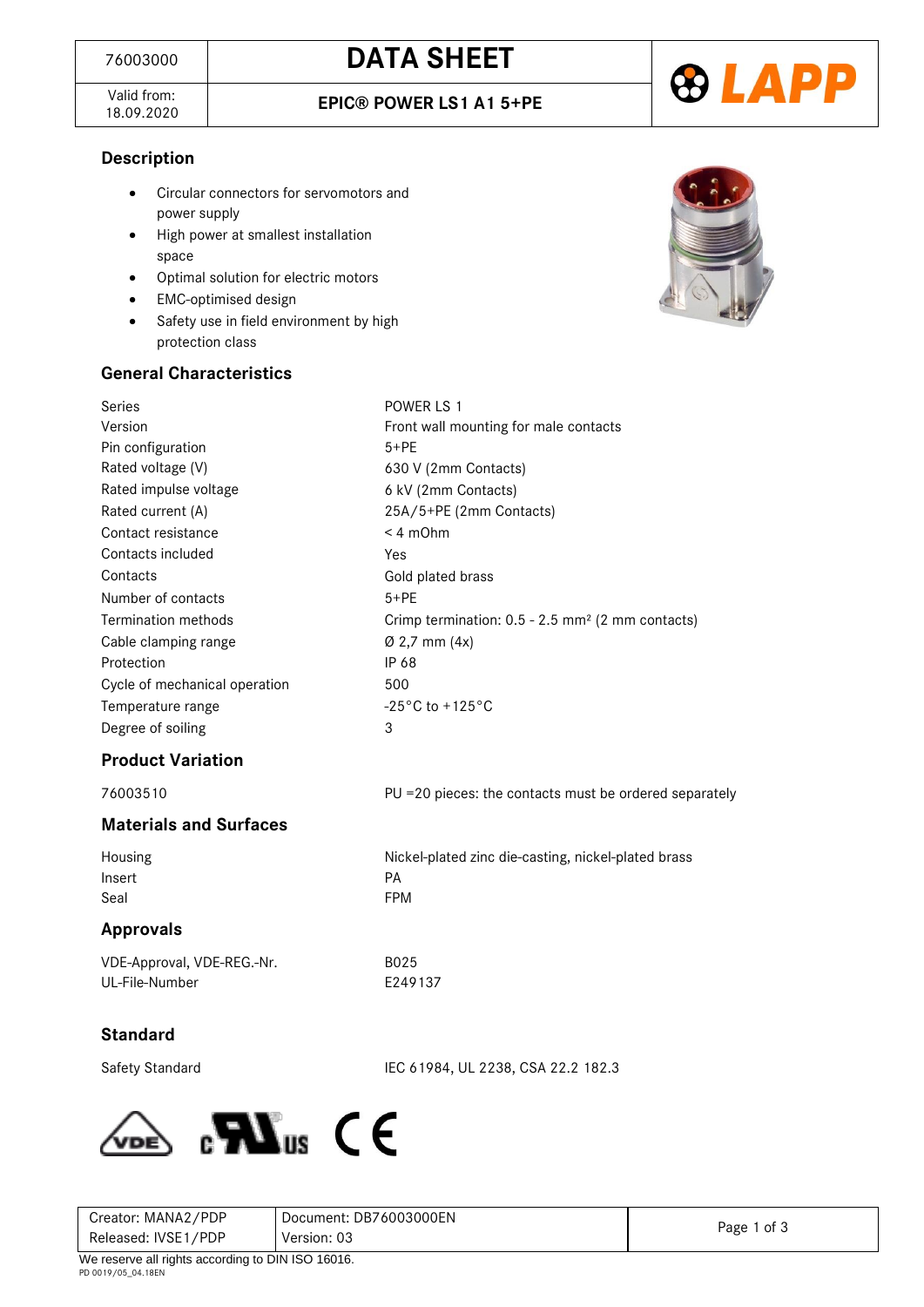| 76003000 | DATA SHEET |
|---|---|
| Valid from: 18.09.2020 | EPIC® POWER LS1 A1 5+PE |

## Description

- Circular connectors for servomotors and power supply
- High power at smallest installation space
- Optimal solution for electric motors
- EMC-optimised design
- Safety use in field environment by high protection class

## General Characteristics

| | |
|---|---|
| Series | POWER LS 1 |
| Version | Front wall mounting for male contacts |
| Pin configuration | 5+PE |
| Rated voltage (V) | 630 V (2mm Contacts) |
| Rated impulse voltage | 6 kV (2mm Contacts) |
| Rated current (A) | 25A/5+PE (2mm Contacts) |
| Contact resistance | < 4 mOhm |
| Contacts included | Yes |
| Contacts | Gold plated brass |
| Number of contacts | 5+PE |
| Termination methods | Crimp termination: 0.5 - 2.5 mm² (2 mm contacts) |
| Cable clamping range | Ø 2,7 mm (4x) |
| Protection | IP 68 |
| Cycle of mechanical operation | 500 |
| Temperature range | -25°C to +125°C |
| Degree of soiling | 3 |

## Product Variation

| | |
|---|---|
| 76003510 | PU =20 pieces: the contacts must be ordered separately |

## Materials and Surfaces

| | |
|---|---|
| Housing | Nickel-plated zinc die-casting, nickel-plated brass |
| Insert | PA |
| Seal | FPM |

## Approvals

| | |
|---|---|
| VDE-Approval, VDE-REG.-Nr. | B025 |
| UL-File-Number | E249137 |

## Standard

| | |
|---|---|
| Safety Standard | IEC 61984, UL 2238, CSA 22.2 182.3 |

| Creator: MANA2/PDP | Document: DB76003000EN |
|---|---|
| Released: IVSE1/PDP | Version: 03 |

We reserve all rights according to DIN ISO 16016.

PD 0019/05_04.18EN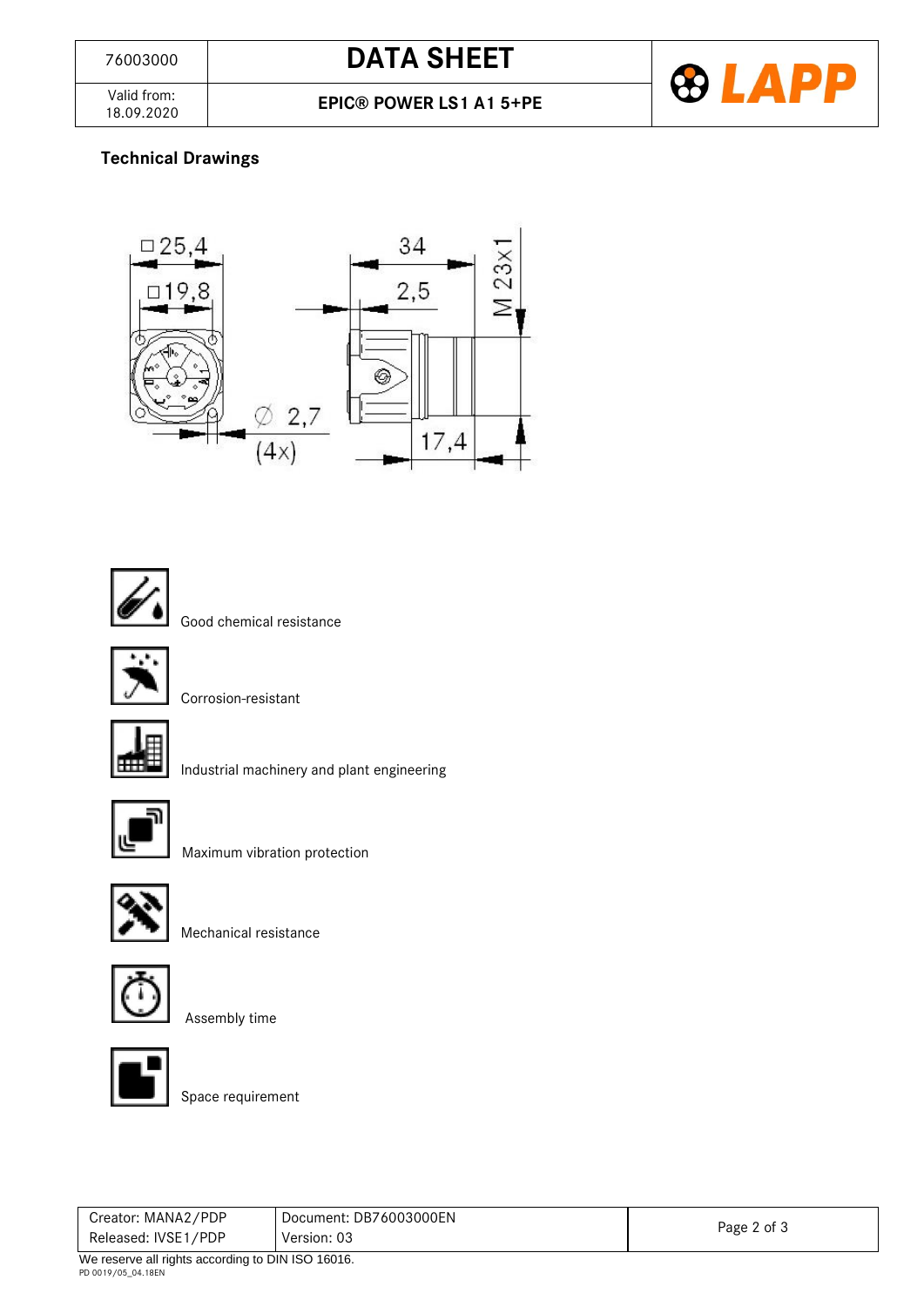## Technical Drawings

□25,4

□19,8

Ø 2,7 (4x)

34

2,5

M 23x1

17,4

Good chemical resistance

Corrosion-resistant

Industrial machinery and plant engineering

Maximum vibration protection

Mechanical resistance

Assembly time

Space requirement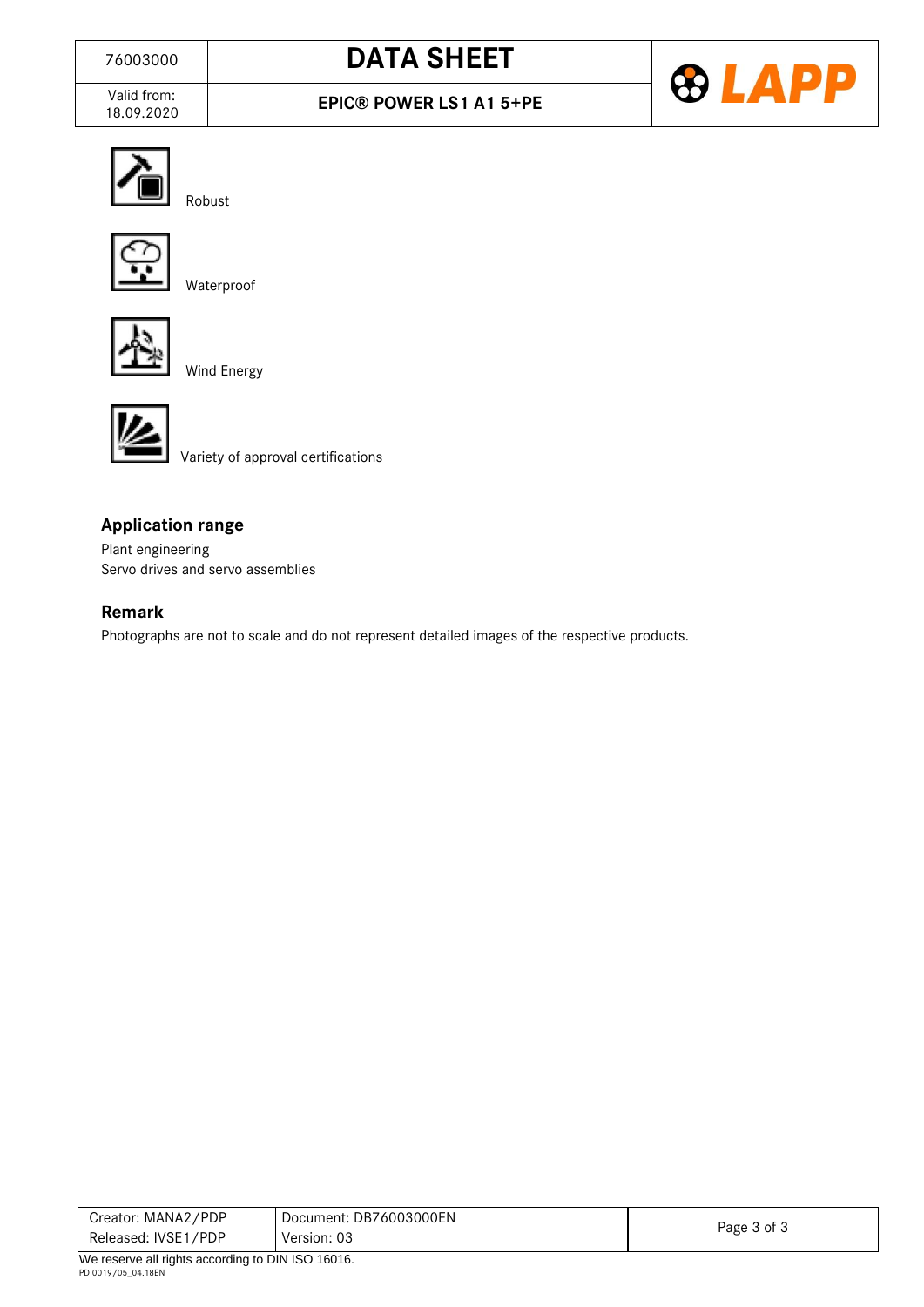Robust

Waterproof

Wind Energy

Variety of approval certifications

## Application range

Plant engineering
Servo drives and servo assemblies

## Remark

Photographs are not to scale and do not represent detailed images of the respective products.